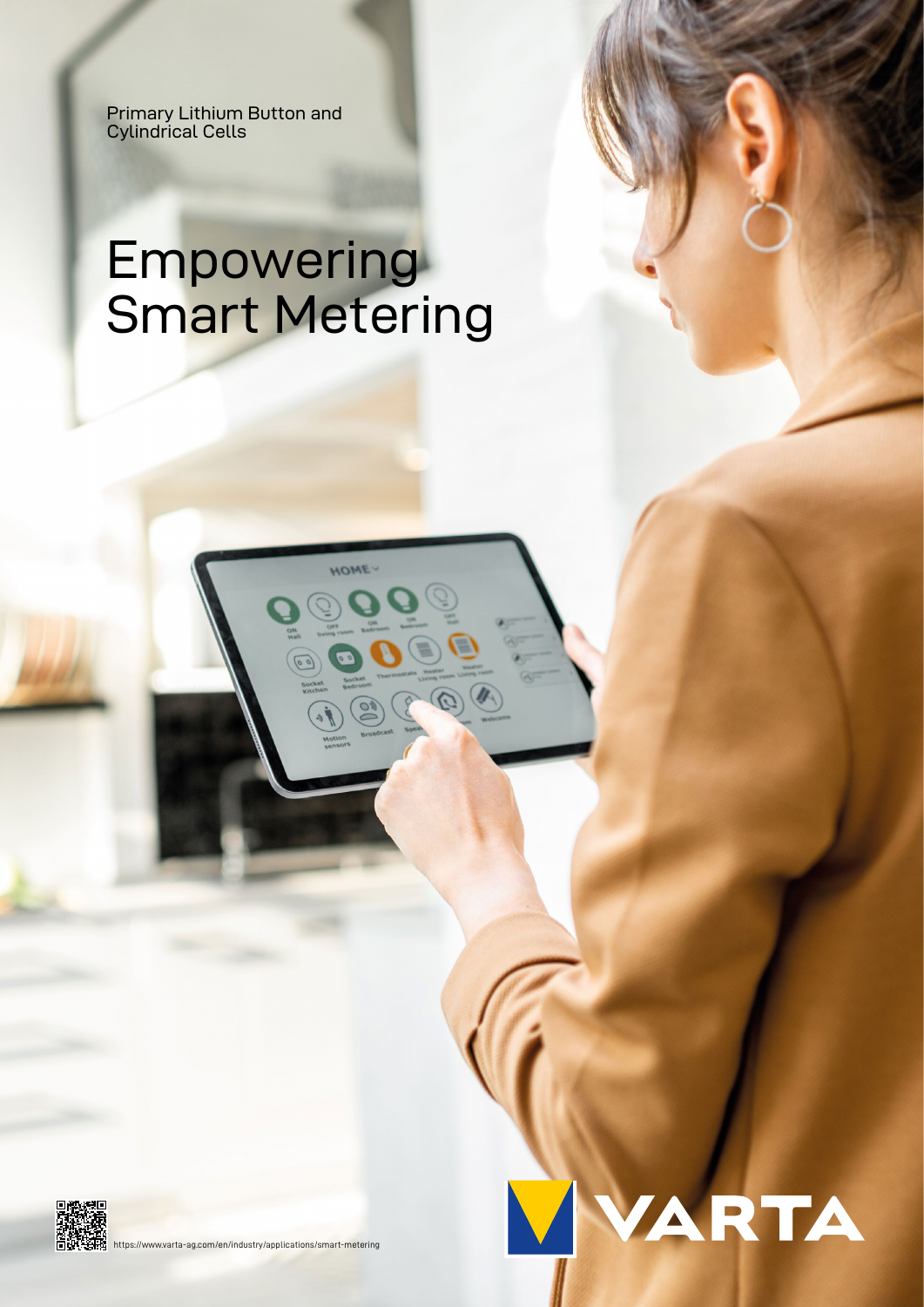Primary Lithium Button and Cylindrical Cells

# Empowering Smart Metering

https://www.varta-ag.com/en/industry/applications/smart-metering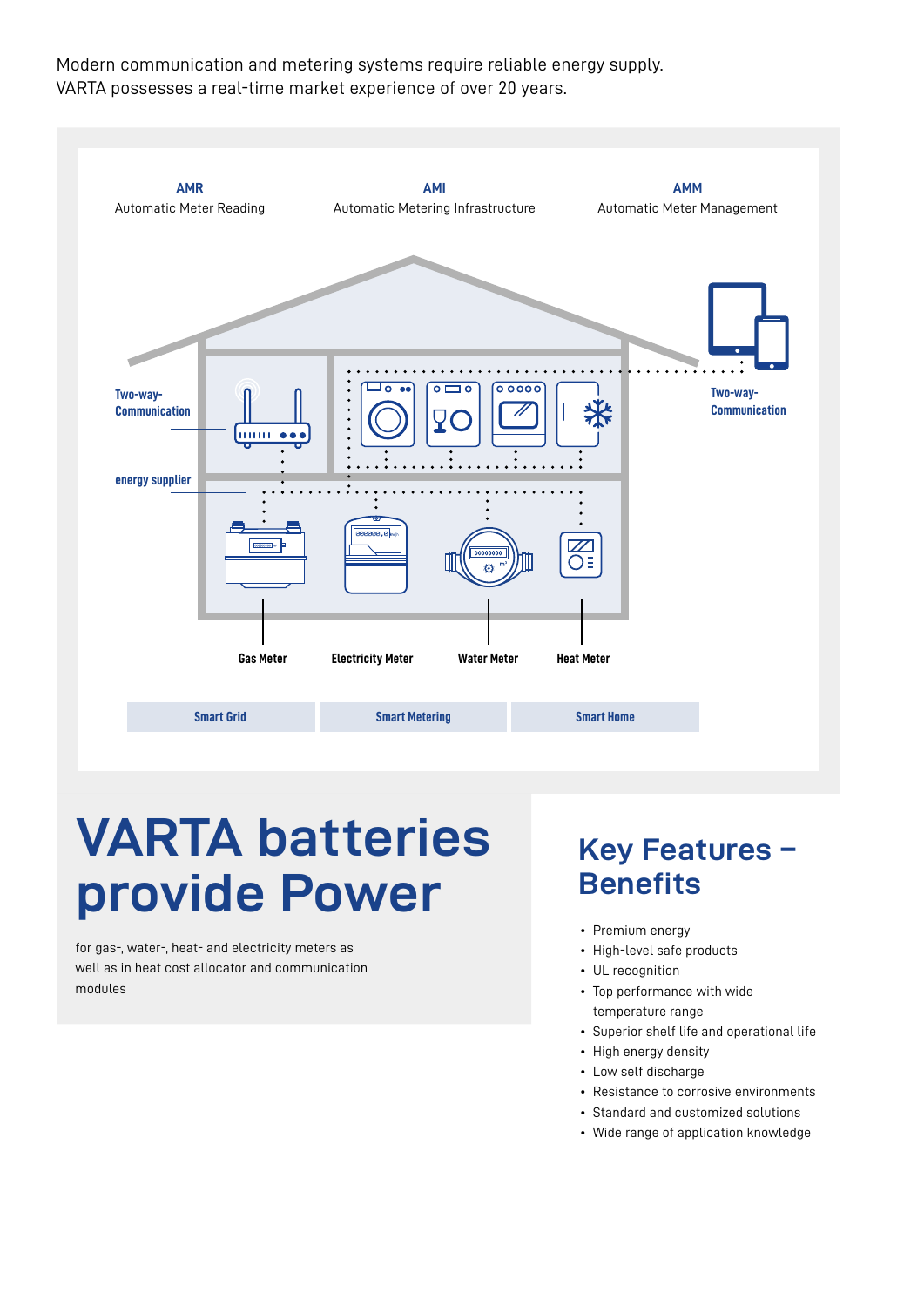Modern communication and metering systems require reliable energy supply.
VARTA possesses a real-time market experience of over 20 years.

**AMR**
Automatic Meter Reading

**AMI**
Automatic Metering Infrastructure

**AMM**
Automatic Meter Management

Two-way-Communication

energy supplier

Two-way-Communication

Gas Meter

Electricity Meter

Water Meter

Heat Meter

Smart Grid | Smart Metering | Smart Home

# VARTA batteries provide Power

for gas-, water-, heat- and electricity meters as well as in heat cost allocator and communication modules

## Key Features – Benefits

- Premium energy
- High-level safe products
- UL recognition
- Top performance with wide temperature range
- Superior shelf life and operational life
- High energy density
- Low self discharge
- Resistance to corrosive environments
- Standard and customized solutions
- Wide range of application knowledge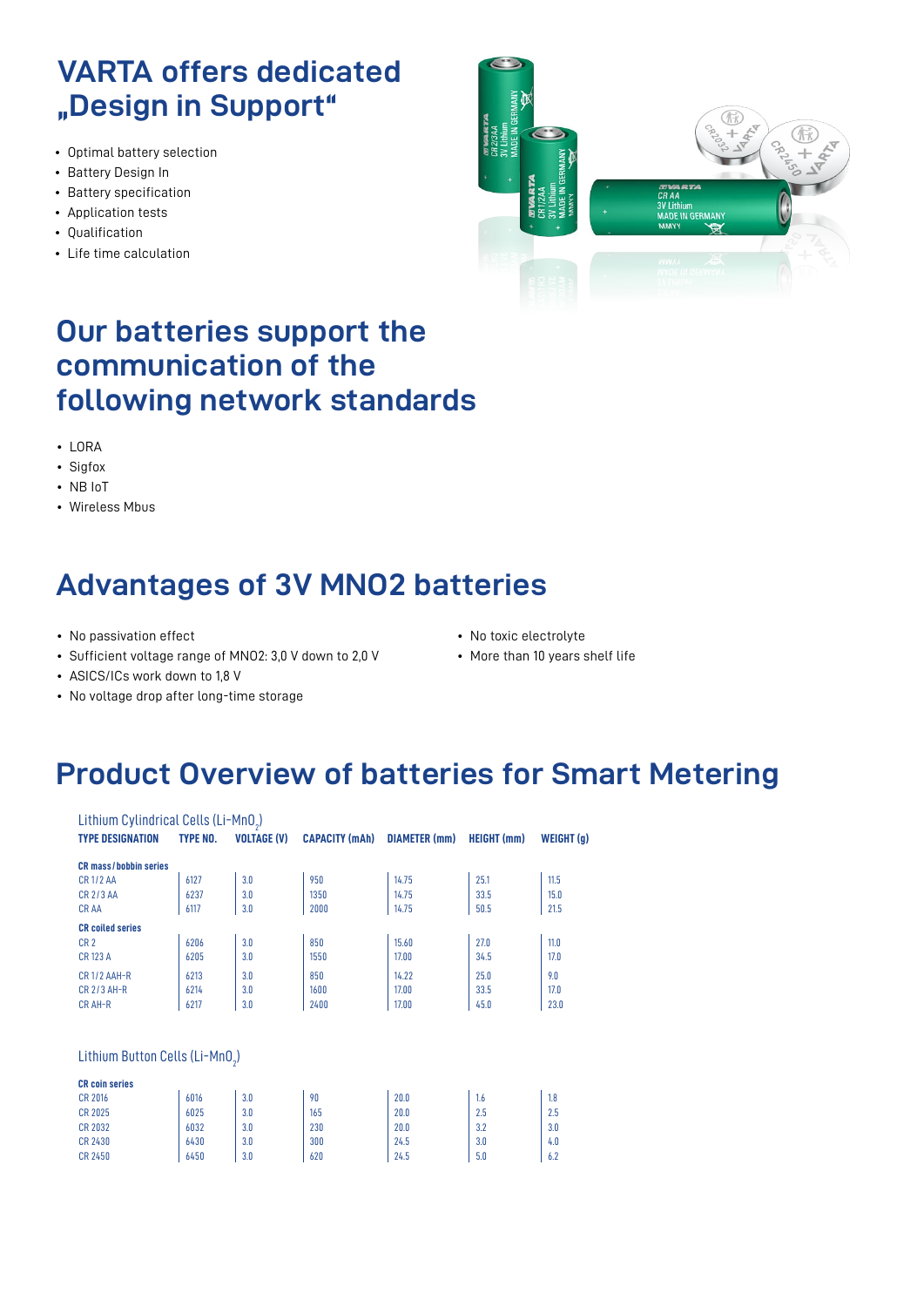# VARTA offers dedicated „Design in Support“

- Optimal battery selection
- Battery Design In
- Battery specification
- Application tests
- Qualification
- Life time calculation

# Our batteries support the communication of the following network standards

- LORA
- Sigfox
- NB IoT
- Wireless Mbus

# Advantages of 3V MNO2 batteries

- No passivation effect
- Sufficient voltage range of MNO2: 3,0 V down to 2,0 V
- ASICS/ICs work down to 1,8 V
- No voltage drop after long-time storage
- No toxic electrolyte
- More than 10 years shelf life

# Product Overview of batteries for Smart Metering

Lithium Cylindrical Cells (Li-$MnO_2$)

| TYPE DESIGNATION | TYPE NO. | VOLTAGE (V) | CAPACITY (mAh) | DIAMETER (mm) | HEIGHT (mm) | WEIGHT (g) |
|---|---|---|---|---|---|---|
| **CR mass/bobbin series** | | | | | | |
| CR 1/2 AA | 6127 | 3.0 | 950 | 14.75 | 25.1 | 11.5 |
| CR 2/3 AA | 6237 | 3.0 | 1350 | 14.75 | 33.5 | 15.0 |
| CR AA | 6117 | 3.0 | 2000 | 14.75 | 50.5 | 21.5 |
| **CR coiled series** | | | | | | |
| CR 2 | 6206 | 3.0 | 850 | 15.60 | 27.0 | 11.0 |
| CR 123 A | 6205 | 3.0 | 1550 | 17.00 | 34.5 | 17.0 |
| CR 1/2 AAH-R | 6213 | 3.0 | 850 | 14.22 | 25.0 | 9.0 |
| CR 2/3 AH-R | 6214 | 3.0 | 1600 | 17.00 | 33.5 | 17.0 |
| CR AH-R | 6217 | 3.0 | 2400 | 17.00 | 45.0 | 23.0 |

Lithium Button Cells (Li-$MnO_2$)

| TYPE DESIGNATION | TYPE NO. | VOLTAGE (V) | CAPACITY (mAh) | DIAMETER (mm) | HEIGHT (mm) | WEIGHT (g) |
|---|---|---|---|---|---|---|
| **CR coin series** | | | | | | |
| CR 2016 | 6016 | 3.0 | 90 | 20.0 | 1.6 | 1.8 |
| CR 2025 | 6025 | 3.0 | 165 | 20.0 | 2.5 | 2.5 |
| CR 2032 | 6032 | 3.0 | 230 | 20.0 | 3.2 | 3.0 |
| CR 2430 | 6430 | 3.0 | 300 | 24.5 | 3.0 | 4.0 |
| CR 2450 | 6450 | 3.0 | 620 | 24.5 | 5.0 | 6.2 |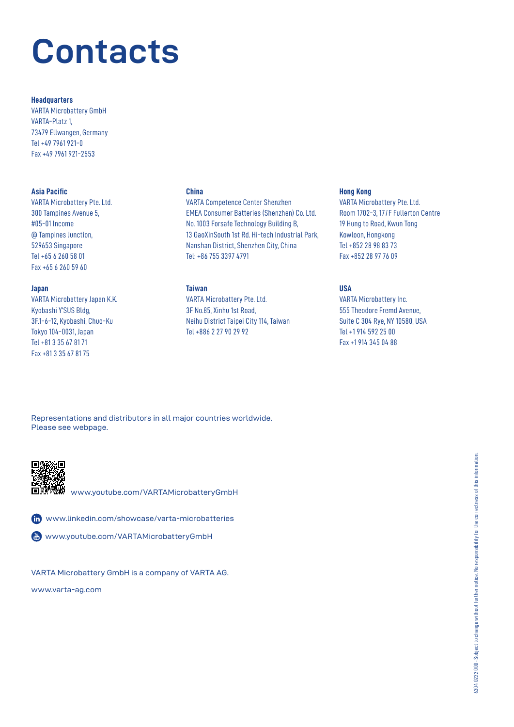# Contacts

**Headquarters**
VARTA Microbattery GmbH
VARTA-Platz 1,
73479 Ellwangen, Germany
Tel +49 7961 921-0
Fax +49 7961 921-2553

**Asia Pacific**
VARTA Microbattery Pte. Ltd.
300 Tampines Avenue 5,
#05-01 Income
@ Tampines Junction,
529653 Singapore
Tel +65 6 260 58 01
Fax +65 6 260 59 60

**Japan**
VARTA Microbattery Japan K.K.
Kyobashi Y'SUS Bldg,
3F.1-6-12, Kyobashi, Chuo-Ku
Tokyo 104-0031, Japan
Tel +81 3 35 67 81 71
Fax +81 3 35 67 81 75

**China**
VARTA Competence Center Shenzhen
EMEA Consumer Batteries (Shenzhen) Co. Ltd.
No. 1003 Forsafe Technology Building B,
13 GaoXinSouth 1st Rd. Hi-tech Industrial Park,
Nanshan District, Shenzhen City, China
Tel: +86 755 3397 4791

**Taiwan**
VARTA Microbattery Pte. Ltd.
3F No.85, Xinhu 1st Road,
Neihu District Taipei City 114, Taiwan
Tel +886 2 27 90 29 92

**Hong Kong**
VARTA Microbattery Pte. Ltd.
Room 1702-3, 17/F Fullerton Centre
19 Hung to Road, Kwun Tong
Kowloon, Hongkong
Tel +852 28 98 83 73
Fax +852 28 97 76 09

**USA**
VARTA Microbattery Inc.
555 Theodore Fremd Avenue,
Suite C 304 Rye, NY 10580, USA
Tel +1 914 592 25 00
Fax +1 914 345 04 88

Representations and distributors in all major countries worldwide.
Please see webpage.

www.youtube.com/VARTAMicrobatteryGmbH

www.linkedin.com/showcase/varta-microbatteries

www.youtube.com/VARTAMicrobatteryGmbH

VARTA Microbattery GmbH is a company of VARTA AG.

www.varta-ag.com

6304 0222 000 · Subject to change without further notice. No responsibility for the correctness of this information.